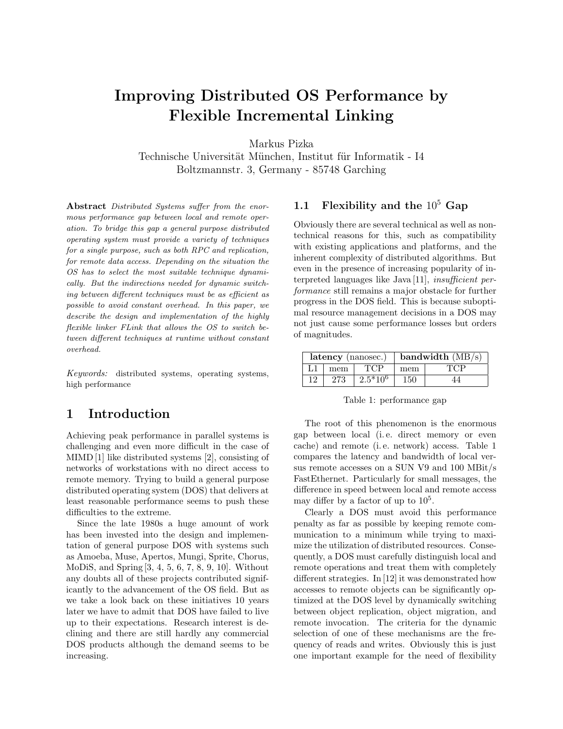# Improving Distributed OS Performance by Flexible Incremental Linking

Markus Pizka
Technische Universität München, Institut für Informatik - I4
Boltzmannstr. 3, Germany - 85748 Garching

**Abstract** *Distributed Systems suffer from the enormous performance gap between local and remote operation. To bridge this gap a general purpose distributed operating system must provide a variety of techniques for a single purpose, such as both RPC and replication, for remote data access. Depending on the situation the OS has to select the most suitable technique dynamically. But the indirections needed for dynamic switching between different techniques must be as efficient as possible to avoid constant overhead. In this paper, we describe the design and implementation of the highly flexible linker FLink that allows the OS to switch between different techniques at runtime without constant overhead.*

*Keywords:* distributed systems, operating systems, high performance

## 1 Introduction

Achieving peak performance in parallel systems is challenging and even more difficult in the case of MIMD [1] like distributed systems [2], consisting of networks of workstations with no direct access to remote memory. Trying to build a general purpose distributed operating system (DOS) that delivers at least reasonable performance seems to push these difficulties to the extreme.

Since the late 1980s a huge amount of work has been invested into the design and implementation of general purpose DOS with systems such as Amoeba, Muse, Apertos, Mungi, Sprite, Chorus, MoDiS, and Spring [3, 4, 5, 6, 7, 8, 9, 10]. Without any doubts all of these projects contributed significantly to the advancement of the OS field. But as we take a look back on these initiatives 10 years later we have to admit that DOS have failed to live up to their expectations. Research interest is declining and there are still hardly any commercial DOS products although the demand seems to be increasing.

### 1.1 Flexibility and the $10^5$ Gap

Obviously there are several technical as well as non-technical reasons for this, such as compatibility with existing applications and platforms, and the inherent complexity of distributed algorithms. But even in the presence of increasing popularity of interpreted languages like Java [11], *insufficient performance* still remains a major obstacle for further progress in the DOS field. This is because suboptimal resource management decisions in a DOS may not just cause some performance losses but orders of magnitudes.

| **latency** (nanosec.) | | | **bandwidth** (MB/s) | |
|---|---|---|---|---|
| L1 | mem | TCP | mem | TCP |
| 12 | 273 | $2.5*10^6$ | 150 | 44 |

Table 1: performance gap

The root of this phenomenon is the enormous gap between local (i. e. direct memory or even cache) and remote (i. e. network) access. Table 1 compares the latency and bandwidth of local versus remote accesses on a SUN V9 and 100 MBit/s FastEthernet. Particularly for small messages, the difference in speed between local and remote access may differ by a factor of up to $10^5$.

Clearly a DOS must avoid this performance penalty as far as possible by keeping remote communication to a minimum while trying to maximize the utilization of distributed resources. Consequently, a DOS must carefully distinguish local and remote operations and treat them with completely different strategies. In [12] it was demonstrated how accesses to remote objects can be significantly optimized at the DOS level by dynamically switching between object replication, object migration, and remote invocation. The criteria for the dynamic selection of one of these mechanisms are the frequency of reads and writes. Obviously this is just one important example for the need of flexibility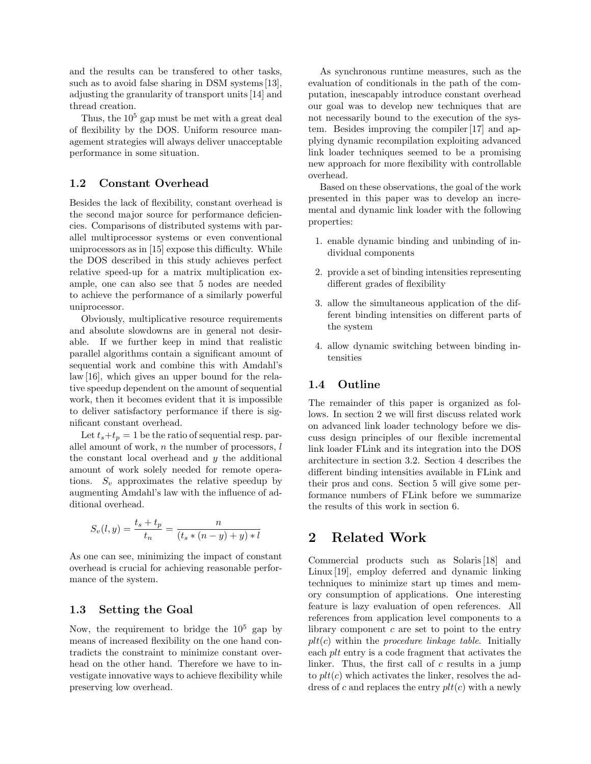and the results can be transfered to other tasks, such as to avoid false sharing in DSM systems [13], adjusting the granularity of transport units [14] and thread creation.

Thus, the $10^5$ gap must be met with a great deal of flexibility by the DOS. Uniform resource management strategies will always deliver unacceptable performance in some situation.

### 1.2 Constant Overhead

Besides the lack of flexibility, constant overhead is the second major source for performance deficiencies. Comparisons of distributed systems with parallel multiprocessor systems or even conventional uniprocessors as in [15] expose this difficulty. While the DOS described in this study achieves perfect relative speed-up for a matrix multiplication example, one can also see that 5 nodes are needed to achieve the performance of a similarly powerful uniprocessor.

Obviously, multiplicative resource requirements and absolute slowdowns are in general not desirable. If we further keep in mind that realistic parallel algorithms contain a significant amount of sequential work and combine this with Amdahl's law [16], which gives an upper bound for the relative speedup dependent on the amount of sequential work, then it becomes evident that it is impossible to deliver satisfactory performance if there is significant constant overhead.

Let $t_s + t_p = 1$ be the ratio of sequential resp. parallel amount of work, $n$ the number of processors, $l$ the constant local overhead and $y$ the additional amount of work solely needed for remote operations. $S_v$ approximates the relative speedup by augmenting Amdahl's law with the influence of additional overhead.

$$S_v(l, y) = \frac{t_s + t_p}{t_n} = \frac{n}{(t_s * (n - y) + y) * l}$$

As one can see, minimizing the impact of constant overhead is crucial for achieving reasonable performance of the system.

### 1.3 Setting the Goal

Now, the requirement to bridge the $10^5$ gap by means of increased flexibility on the one hand contradicts the constraint to minimize constant overhead on the other hand. Therefore we have to investigate innovative ways to achieve flexibility while preserving low overhead.

As synchronous runtime measures, such as the evaluation of conditionals in the path of the computation, inescapably introduce constant overhead our goal was to develop new techniques that are not necessarily bound to the execution of the system. Besides improving the compiler [17] and applying dynamic recompilation exploiting advanced link loader techniques seemed to be a promising new approach for more flexibility with controllable overhead.

Based on these observations, the goal of the work presented in this paper was to develop an incremental and dynamic link loader with the following properties:

1. enable dynamic binding and unbinding of individual components
2. provide a set of binding intensities representing different grades of flexibility
3. allow the simultaneous application of the different binding intensities on different parts of the system
4. allow dynamic switching between binding intensities

### 1.4 Outline

The remainder of this paper is organized as follows. In section 2 we will first discuss related work on advanced link loader technology before we discuss design principles of our flexible incremental link loader FLink and its integration into the DOS architecture in section 3.2. Section 4 describes the different binding intensities available in FLink and their pros and cons. Section 5 will give some performance numbers of FLink before we summarize the results of this work in section 6.

## 2 Related Work

Commercial products such as Solaris [18] and Linux [19], employ deferred and dynamic linking techniques to minimize start up times and memory consumption of applications. One interesting feature is lazy evaluation of open references. All references from application level components to a library component $c$ are set to point to the entry $plt(c)$ within the *procedure linkage table*. Initially each *plt* entry is a code fragment that activates the linker. Thus, the first call of $c$ results in a jump to $plt(c)$ which activates the linker, resolves the address of $c$ and replaces the entry $plt(c)$ with a newly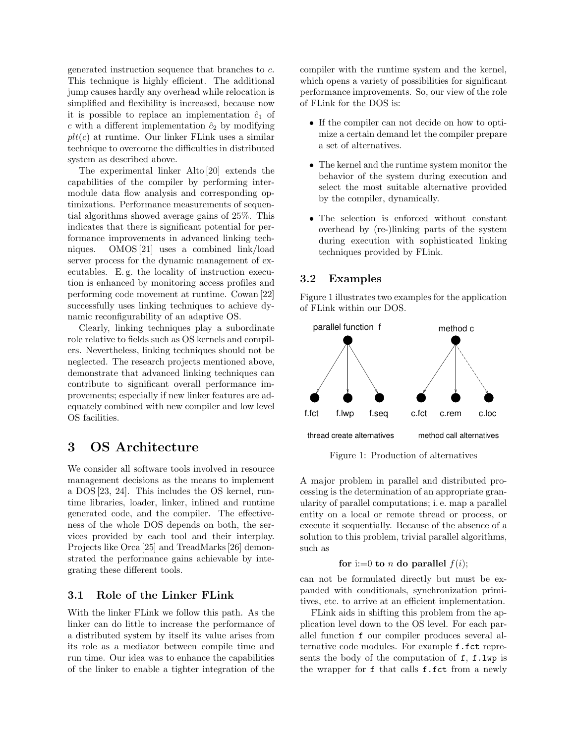generated instruction sequence that branches to $c$. This technique is highly efficient. The additional jump causes hardly any overhead while relocation is simplified and flexibility is increased, because now it is possible to replace an implementation $\hat{c}_1$ of $c$ with a different implementation $\hat{c}_2$ by modifying $plt(c)$ at runtime. Our linker FLink uses a similar technique to overcome the difficulties in distributed system as described above.

The experimental linker Alto [20] extends the capabilities of the compiler by performing intermodule data flow analysis and corresponding optimizations. Performance measurements of sequential algorithms showed average gains of 25%. This indicates that there is significant potential for performance improvements in advanced linking techniques. OMOS [21] uses a combined link/load server process for the dynamic management of executables. E. g. the locality of instruction execution is enhanced by monitoring access profiles and performing code movement at runtime. Cowan [22] successfully uses linking techniques to achieve dynamic reconfigurability of an adaptive OS.

Clearly, linking techniques play a subordinate role relative to fields such as OS kernels and compilers. Nevertheless, linking techniques should not be neglected. The research projects mentioned above, demonstrate that advanced linking techniques can contribute to significant overall performance improvements; especially if new linker features are adequately combined with new compiler and low level OS facilities.

# 3 OS Architecture

We consider all software tools involved in resource management decisions as the means to implement a DOS [23, 24]. This includes the OS kernel, runtime libraries, loader, linker, inlined and runtime generated code, and the compiler. The effectiveness of the whole DOS depends on both, the services provided by each tool and their interplay. Projects like Orca [25] and TreadMarks [26] demonstrated the performance gains achievable by integrating these different tools.

## 3.1 Role of the Linker FLink

With the linker FLink we follow this path. As the linker can do little to increase the performance of a distributed system by itself its value arises from its role as a mediator between compile time and run time. Our idea was to enhance the capabilities of the linker to enable a tighter integration of the compiler with the runtime system and the kernel, which opens a variety of possibilities for significant performance improvements. So, our view of the role of FLink for the DOS is:

- If the compiler can not decide on how to optimize a certain demand let the compiler prepare a set of alternatives.
- The kernel and the runtime system monitor the behavior of the system during execution and select the most suitable alternative provided by the compiler, dynamically.
- The selection is enforced without constant overhead by (re-)linking parts of the system during execution with sophisticated linking techniques provided by FLink.

## 3.2 Examples

Figure 1 illustrates two examples for the application of FLink within our DOS.

parallel function f → f.fct, f.lwp, f.seq (thread create alternatives)

method c → c.fct, c.rem, c.loc (method call alternatives)

Figure 1: Production of alternatives

A major problem in parallel and distributed processing is the determination of an appropriate granularity of parallel computations; i. e. map a parallel entity on a local or remote thread or process, or execute it sequentially. Because of the absence of a solution to this problem, trivial parallel algorithms, such as

**for** i:=0 **to** $n$ **do parallel** $f(i)$;

can not be formulated directly but must be expanded with conditionals, synchronization primitives, etc. to arrive at an efficient implementation.

FLink aids in shifting this problem from the application level down to the OS level. For each parallel function `f` our compiler produces several alternative code modules. For example `f.fct` represents the body of the computation of `f`, `f.lwp` is the wrapper for `f` that calls `f.fct` from a newly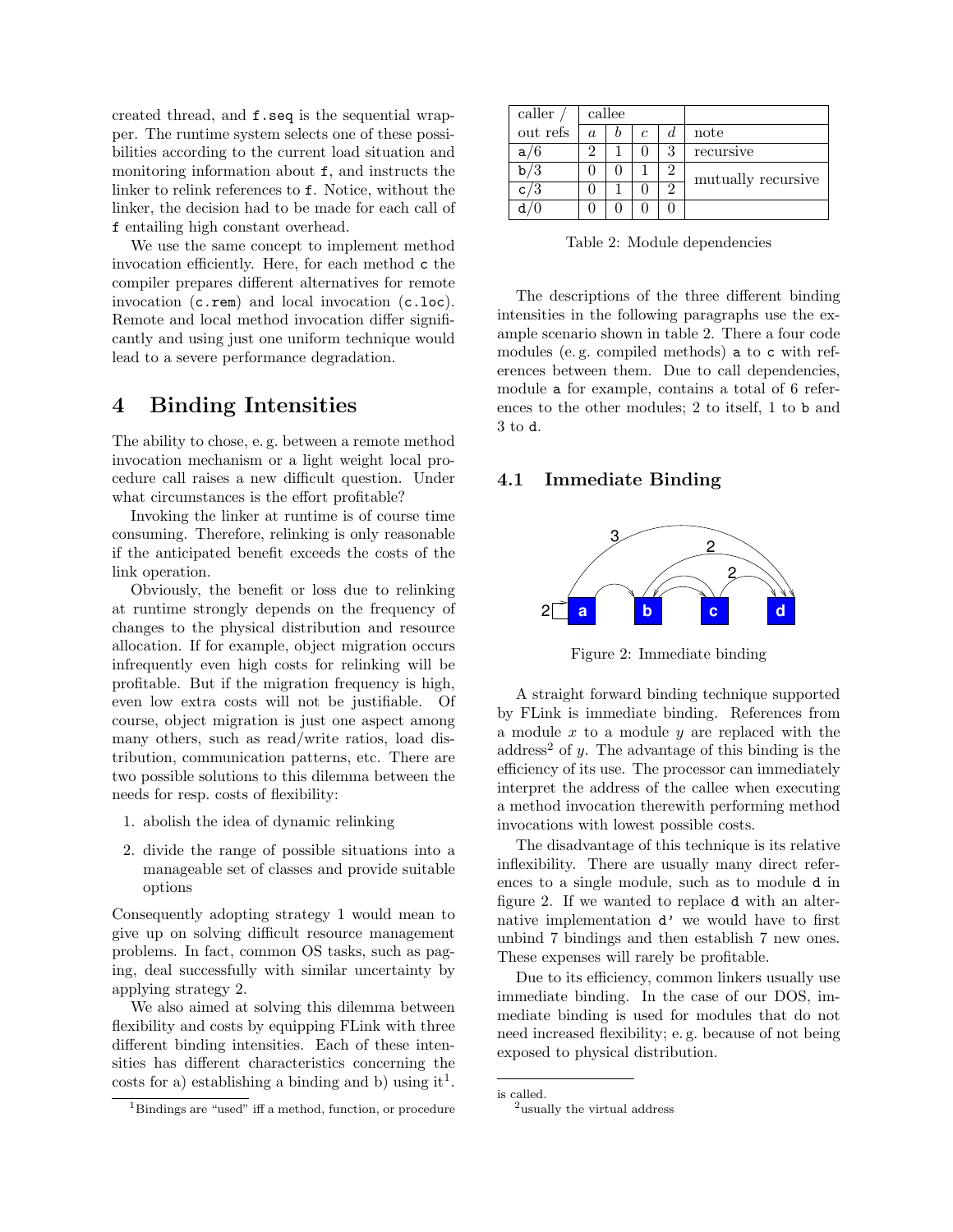created thread, and `f.seq` is the sequential wrapper. The runtime system selects one of these possibilities according to the current load situation and monitoring information about `f`, and instructs the linker to relink references to `f`. Notice, without the linker, the decision had to be made for each call of `f` entailing high constant overhead.

We use the same concept to implement method invocation efficiently. Here, for each method `c` the compiler prepares different alternatives for remote invocation (`c.rem`) and local invocation (`c.loc`). Remote and local method invocation differ significantly and using just one uniform technique would lead to a severe performance degradation.

# 4 Binding Intensities

The ability to chose, e. g. between a remote method invocation mechanism or a light weight local procedure call raises a new difficult question. Under what circumstances is the effort profitable?

Invoking the linker at runtime is of course time consuming. Therefore, relinking is only reasonable if the anticipated benefit exceeds the costs of the link operation.

Obviously, the benefit or loss due to relinking at runtime strongly depends on the frequency of changes to the physical distribution and resource allocation. If for example, object migration occurs infrequently even high costs for relinking will be profitable. But if the migration frequency is high, even low extra costs will not be justifiable. Of course, object migration is just one aspect among many others, such as read/write ratios, load distribution, communication patterns, etc. There are two possible solutions to this dilemma between the needs for resp. costs of flexibility:

1. abolish the idea of dynamic relinking
2. divide the range of possible situations into a manageable set of classes and provide suitable options

Consequently adopting strategy 1 would mean to give up on solving difficult resource management problems. In fact, common OS tasks, such as paging, deal successfully with similar uncertainty by applying strategy 2.

We also aimed at solving this dilemma between flexibility and costs by equipping FLink with three different binding intensities. Each of these intensities has different characteristics concerning the costs for a) establishing a binding and b) using it[1].

[1] Bindings are "used" iff a method, function, or procedure is called.

| caller / | callee | | | | |
|---|---|---|---|---|---|
| out refs | $a$ | $b$ | $c$ | $d$ | note |
| `a`/6 | 2 | 1 | 0 | 3 | recursive |
| `b`/3 | 0 | 0 | 1 | 2 | mutually recursive |
| `c`/3 | 0 | 1 | 0 | 2 | |
| `d`/0 | 0 | 0 | 0 | 0 | |

Table 2: Module dependencies

The descriptions of the three different binding intensities in the following paragraphs use the example scenario shown in table 2. There a four code modules (e. g. compiled methods) `a` to `c` with references between them. Due to call dependencies, module `a` for example, contains a total of 6 references to the other modules; 2 to itself, 1 to `b` and 3 to `d`.

## 4.1 Immediate Binding

Figure 2: Immediate binding

A straight forward binding technique supported by FLink is immediate binding. References from a module $x$ to a module $y$ are replaced with the address[2] of $y$. The advantage of this binding is the efficiency of its use. The processor can immediately interpret the address of the callee when executing a method invocation therewith performing method invocations with lowest possible costs.

The disadvantage of this technique is its relative inflexibility. There are usually many direct references to a single module, such as to module `d` in figure 2. If we wanted to replace `d` with an alternative implementation `d'` we would have to first unbind 7 bindings and then establish 7 new ones. These expenses will rarely be profitable.

Due to its efficiency, common linkers usually use immediate binding. In the case of our DOS, immediate binding is used for modules that do not need increased flexibility; e. g. because of not being exposed to physical distribution.

[2] usually the virtual address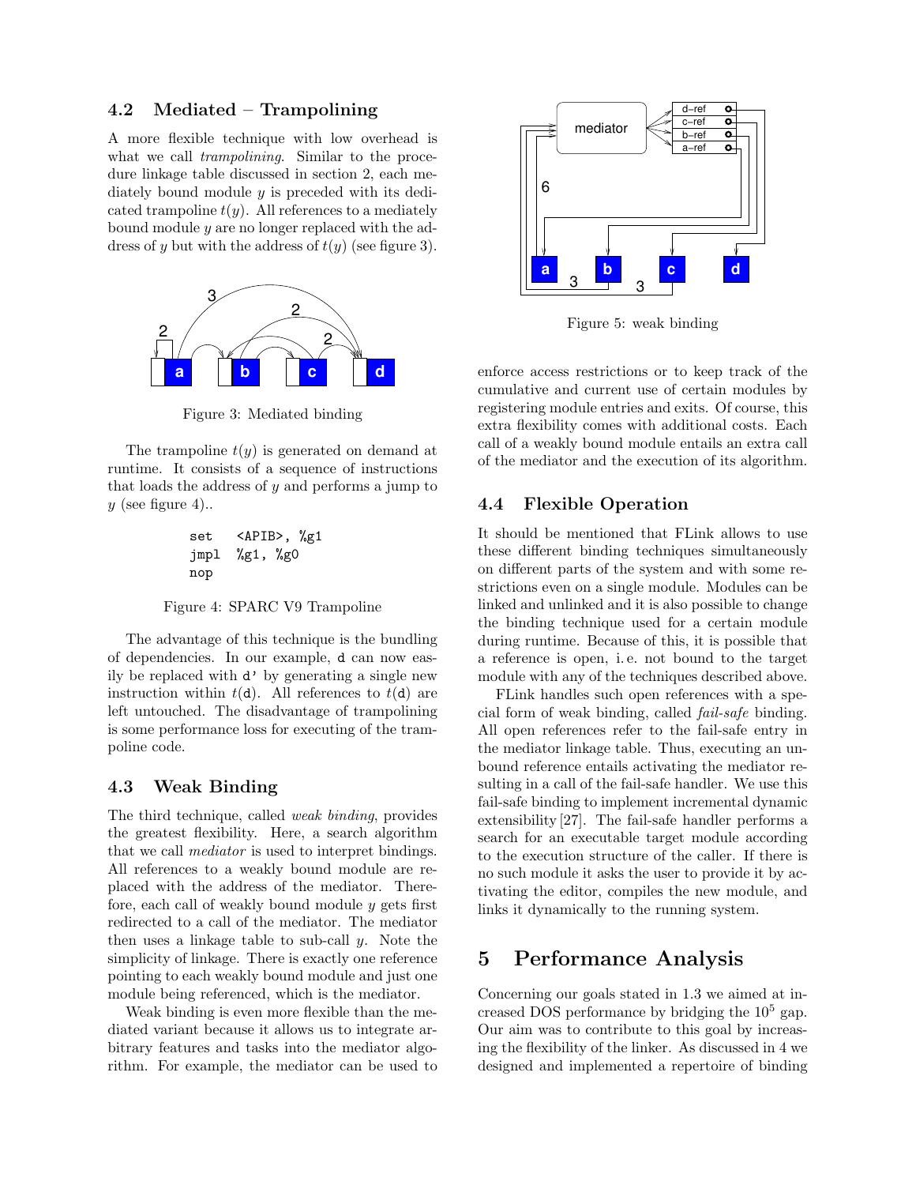### 4.2 Mediated – Trampolining

A more flexible technique with low overhead is what we call *trampolining*. Similar to the procedure linkage table discussed in section 2, each mediately bound module $y$ is preceded with its dedicated trampoline $t(y)$. All references to a mediately bound module $y$ are no longer replaced with the address of $y$ but with the address of $t(y)$ (see figure 3).

Figure 3: Mediated binding

The trampoline $t(y)$ is generated on demand at runtime. It consists of a sequence of instructions that loads the address of $y$ and performs a jump to $y$ (see figure 4)..

```
set   <APIB>, %g1
jmpl  %g1, %g0
nop
```

Figure 4: SPARC V9 Trampoline

The advantage of this technique is the bundling of dependencies. In our example, `d` can now easily be replaced with `d'` by generating a single new instruction within $t$(`d`). All references to $t$(`d`) are left untouched. The disadvantage of trampolining is some performance loss for executing of the trampoline code.

### 4.3 Weak Binding

The third technique, called *weak binding*, provides the greatest flexibility. Here, a search algorithm that we call *mediator* is used to interpret bindings. All references to a weakly bound module are replaced with the address of the mediator. Therefore, each call of weakly bound module $y$ gets first redirected to a call of the mediator. The mediator then uses a linkage table to sub-call $y$. Note the simplicity of linkage. There is exactly one reference pointing to each weakly bound module and just one module being referenced, which is the mediator.

Weak binding is even more flexible than the mediated variant because it allows us to integrate arbitrary features and tasks into the mediator algorithm. For example, the mediator can be used to enforce access restrictions or to keep track of the cumulative and current use of certain modules by registering module entries and exits. Of course, this extra flexibility comes with additional costs. Each call of a weakly bound module entails an extra call of the mediator and the execution of its algorithm.

Figure 5: weak binding

### 4.4 Flexible Operation

It should be mentioned that FLink allows to use these different binding techniques simultaneously on different parts of the system and with some restrictions even on a single module. Modules can be linked and unlinked and it is also possible to change the binding technique used for a certain module during runtime. Because of this, it is possible that a reference is open, i. e. not bound to the target module with any of the techniques described above.

FLink handles such open references with a special form of weak binding, called *fail-safe* binding. All open references refer to the fail-safe entry in the mediator linkage table. Thus, executing an unbound reference entails activating the mediator resulting in a call of the fail-safe handler. We use this fail-safe binding to implement incremental dynamic extensibility [27]. The fail-safe handler performs a search for an executable target module according to the execution structure of the caller. If there is no such module it asks the user to provide it by activating the editor, compiles the new module, and links it dynamically to the running system.

## 5 Performance Analysis

Concerning our goals stated in 1.3 we aimed at increased DOS performance by bridging the $10^5$ gap. Our aim was to contribute to this goal by increasing the flexibility of the linker. As discussed in 4 we designed and implemented a repertoire of binding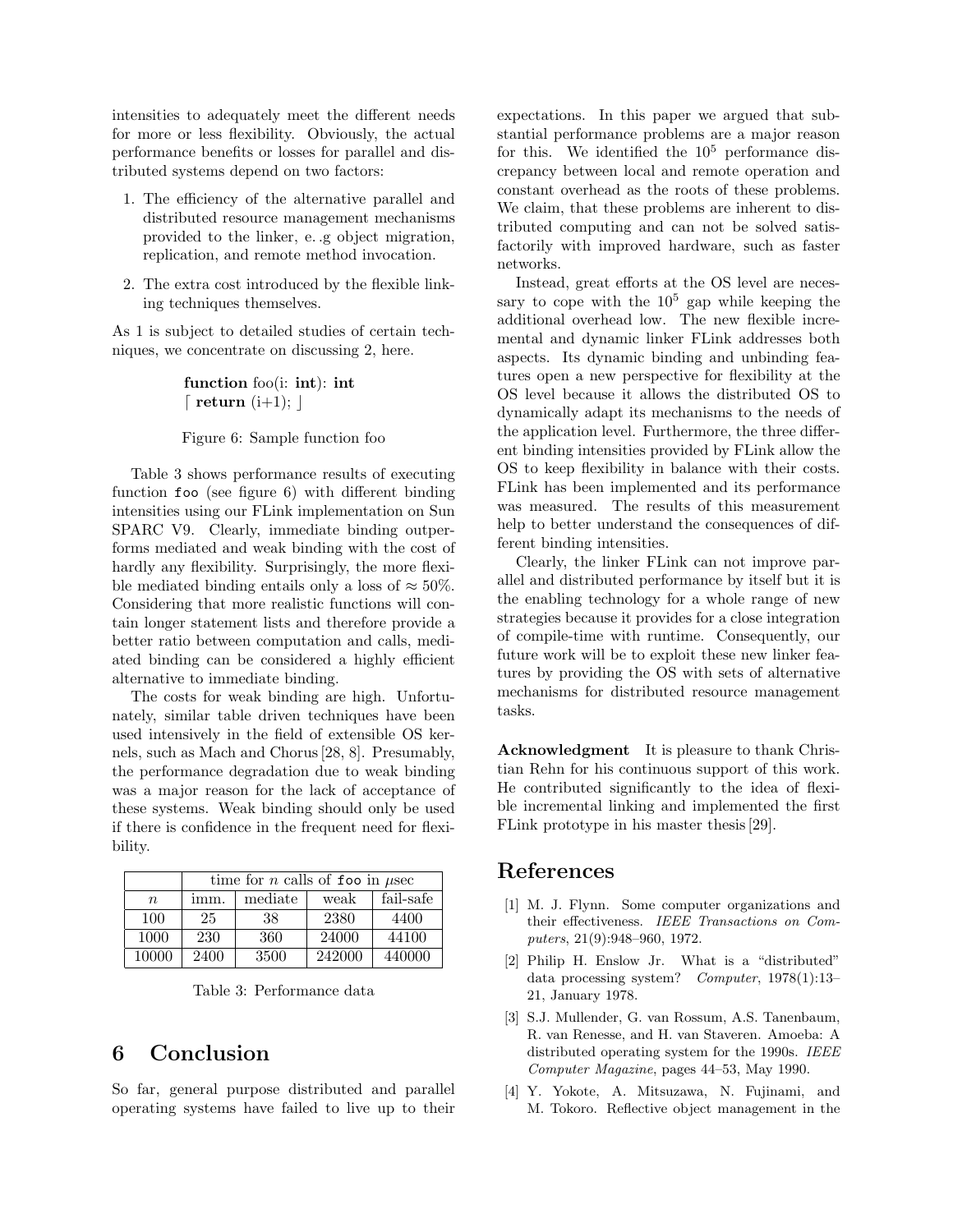intensities to adequately meet the different needs for more or less flexibility. Obviously, the actual performance benefits or losses for parallel and distributed systems depend on two factors:

1. The efficiency of the alternative parallel and distributed resource management mechanisms provided to the linker, e. .g object migration, replication, and remote method invocation.
2. The extra cost introduced by the flexible linking techniques themselves.

As 1 is subject to detailed studies of certain techniques, we concentrate on discussing 2, here.

> **function** foo(i: **int**): **int**
> ⌈ **return** (i+1); ⌋

Figure 6: Sample function foo

Table 3 shows performance results of executing function `foo` (see figure 6) with different binding intensities using our FLink implementation on Sun SPARC V9. Clearly, immediate binding outperforms mediated and weak binding with the cost of hardly any flexibility. Surprisingly, the more flexible mediated binding entails only a loss of $\approx 50\%$. Considering that more realistic functions will contain longer statement lists and therefore provide a better ratio between computation and calls, mediated binding can be considered a highly efficient alternative to immediate binding.

The costs for weak binding are high. Unfortunately, similar table driven techniques have been used intensively in the field of extensible OS kernels, such as Mach and Chorus [28, 8]. Presumably, the performance degradation due to weak binding was a major reason for the lack of acceptance of these systems. Weak binding should only be used if there is confidence in the frequent need for flexibility.

| | time for $n$ calls of `foo` in $\mu$sec | | | |
|---|---|---|---|---|
| $n$ | imm. | mediate | weak | fail-safe |
| 100 | 25 | 38 | 2380 | 4400 |
| 1000 | 230 | 360 | 24000 | 44100 |
| 10000 | 2400 | 3500 | 242000 | 440000 |

Table 3: Performance data

## 6 Conclusion

So far, general purpose distributed and parallel operating systems have failed to live up to their expectations. In this paper we argued that substantial performance problems are a major reason for this. We identified the $10^5$ performance discrepancy between local and remote operation and constant overhead as the roots of these problems. We claim, that these problems are inherent to distributed computing and can not be solved satisfactorily with improved hardware, such as faster networks.

Instead, great efforts at the OS level are necessary to cope with the $10^5$ gap while keeping the additional overhead low. The new flexible incremental and dynamic linker FLink addresses both aspects. Its dynamic binding and unbinding features open a new perspective for flexibility at the OS level because it allows the distributed OS to dynamically adapt its mechanisms to the needs of the application level. Furthermore, the three different binding intensities provided by FLink allow the OS to keep flexibility in balance with their costs. FLink has been implemented and its performance was measured. The results of this measurement help to better understand the consequences of different binding intensities.

Clearly, the linker FLink can not improve parallel and distributed performance by itself but it is the enabling technology for a whole range of new strategies because it provides for a close integration of compile-time with runtime. Consequently, our future work will be to exploit these new linker features by providing the OS with sets of alternative mechanisms for distributed resource management tasks.

**Acknowledgment** It is pleasure to thank Christian Rehn for his continuous support of this work. He contributed significantly to the idea of flexible incremental linking and implemented the first FLink prototype in his master thesis [29].

## References

[1] M. J. Flynn. Some computer organizations and their effectiveness. *IEEE Transactions on Computers*, 21(9):948–960, 1972.

[2] Philip H. Enslow Jr. What is a "distributed" data processing system? *Computer*, 1978(1):13–21, January 1978.

[3] S.J. Mullender, G. van Rossum, A.S. Tanenbaum, R. van Renesse, and H. van Staveren. Amoeba: A distributed operating system for the 1990s. *IEEE Computer Magazine*, pages 44–53, May 1990.

[4] Y. Yokote, A. Mitsuzawa, N. Fujinami, and M. Tokoro. Reflective object management in the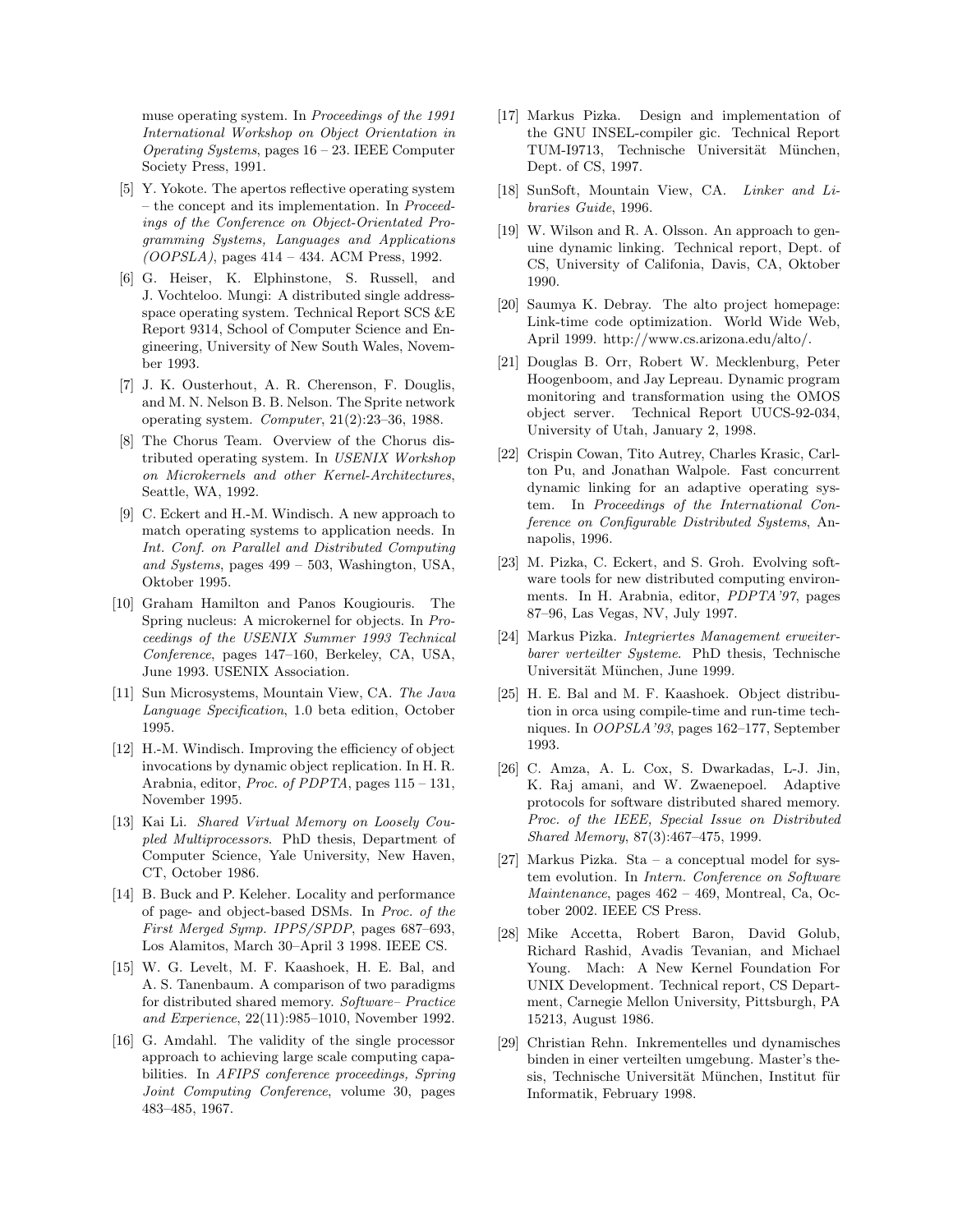muse operating system. In *Proceedings of the 1991 International Workshop on Object Orientation in Operating Systems*, pages 16 – 23. IEEE Computer Society Press, 1991.

[5] Y. Yokote. The apertos reflective operating system – the concept and its implementation. In *Proceedings of the Conference on Object-Orientated Programming Systems, Languages and Applications (OOPSLA)*, pages 414 – 434. ACM Press, 1992.

[6] G. Heiser, K. Elphinstone, S. Russell, and J. Vochteloo. Mungi: A distributed single addressspace operating system. Technical Report SCS &E Report 9314, School of Computer Science and Engineering, University of New South Wales, November 1993.

[7] J. K. Ousterhout, A. R. Cherenson, F. Douglis, and M. N. Nelson B. B. Nelson. The Sprite network operating system. *Computer*, 21(2):23–36, 1988.

[8] The Chorus Team. Overview of the Chorus distributed operating system. In *USENIX Workshop on Microkernels and other Kernel-Architectures*, Seattle, WA, 1992.

[9] C. Eckert and H.-M. Windisch. A new approach to match operating systems to application needs. In *Int. Conf. on Parallel and Distributed Computing and Systems*, pages 499 – 503, Washington, USA, Oktober 1995.

[10] Graham Hamilton and Panos Kougiouris. The Spring nucleus: A microkernel for objects. In *Proceedings of the USENIX Summer 1993 Technical Conference*, pages 147–160, Berkeley, CA, USA, June 1993. USENIX Association.

[11] Sun Microsystems, Mountain View, CA. *The Java Language Specification*, 1.0 beta edition, October 1995.

[12] H.-M. Windisch. Improving the efficiency of object invocations by dynamic object replication. In H. R. Arabnia, editor, *Proc. of PDPTA*, pages 115 – 131, November 1995.

[13] Kai Li. *Shared Virtual Memory on Loosely Coupled Multiprocessors*. PhD thesis, Department of Computer Science, Yale University, New Haven, CT, October 1986.

[14] B. Buck and P. Keleher. Locality and performance of page- and object-based DSMs. In *Proc. of the First Merged Symp. IPPS/SPDP*, pages 687–693, Los Alamitos, March 30–April 3 1998. IEEE CS.

[15] W. G. Levelt, M. F. Kaashoek, H. E. Bal, and A. S. Tanenbaum. A comparison of two paradigms for distributed shared memory. *Software– Practice and Experience*, 22(11):985–1010, November 1992.

[16] G. Amdahl. The validity of the single processor approach to achieving large scale computing capabilities. In *AFIPS conference proceedings, Spring Joint Computing Conference*, volume 30, pages 483–485, 1967.

[17] Markus Pizka. Design and implementation of the GNU INSEL-compiler gic. Technical Report TUM-I9713, Technische Universität München, Dept. of CS, 1997.

[18] SunSoft, Mountain View, CA. *Linker and Libraries Guide*, 1996.

[19] W. Wilson and R. A. Olsson. An approach to genuine dynamic linking. Technical report, Dept. of CS, University of Califonia, Davis, CA, Oktober 1990.

[20] Saumya K. Debray. The alto project homepage: Link-time code optimization. World Wide Web, April 1999. http://www.cs.arizona.edu/alto/.

[21] Douglas B. Orr, Robert W. Mecklenburg, Peter Hoogenboom, and Jay Lepreau. Dynamic program monitoring and transformation using the OMOS object server. Technical Report UUCS-92-034, University of Utah, January 2, 1998.

[22] Crispin Cowan, Tito Autrey, Charles Krasic, Carlton Pu, and Jonathan Walpole. Fast concurrent dynamic linking for an adaptive operating system. In *Proceedings of the International Conference on Configurable Distributed Systems*, Annapolis, 1996.

[23] M. Pizka, C. Eckert, and S. Groh. Evolving software tools for new distributed computing environments. In H. Arabnia, editor, *PDPTA'97*, pages 87–96, Las Vegas, NV, July 1997.

[24] Markus Pizka. *Integriertes Management erweiterbarer verteilter Systeme*. PhD thesis, Technische Universität München, June 1999.

[25] H. E. Bal and M. F. Kaashoek. Object distribution in orca using compile-time and run-time techniques. In *OOPSLA'93*, pages 162–177, September 1993.

[26] C. Amza, A. L. Cox, S. Dwarkadas, L-J. Jin, K. Raj amani, and W. Zwaenepoel. Adaptive protocols for software distributed shared memory. *Proc. of the IEEE, Special Issue on Distributed Shared Memory*, 87(3):467–475, 1999.

[27] Markus Pizka. Sta – a conceptual model for system evolution. In *Intern. Conference on Software Maintenance*, pages 462 – 469, Montreal, Ca, October 2002. IEEE CS Press.

[28] Mike Accetta, Robert Baron, David Golub, Richard Rashid, Avadis Tevanian, and Michael Young. Mach: A New Kernel Foundation For UNIX Development. Technical report, CS Department, Carnegie Mellon University, Pittsburgh, PA 15213, August 1986.

[29] Christian Rehn. Inkrementelles und dynamisches binden in einer verteilten umgebung. Master's thesis, Technische Universität München, Institut für Informatik, February 1998.